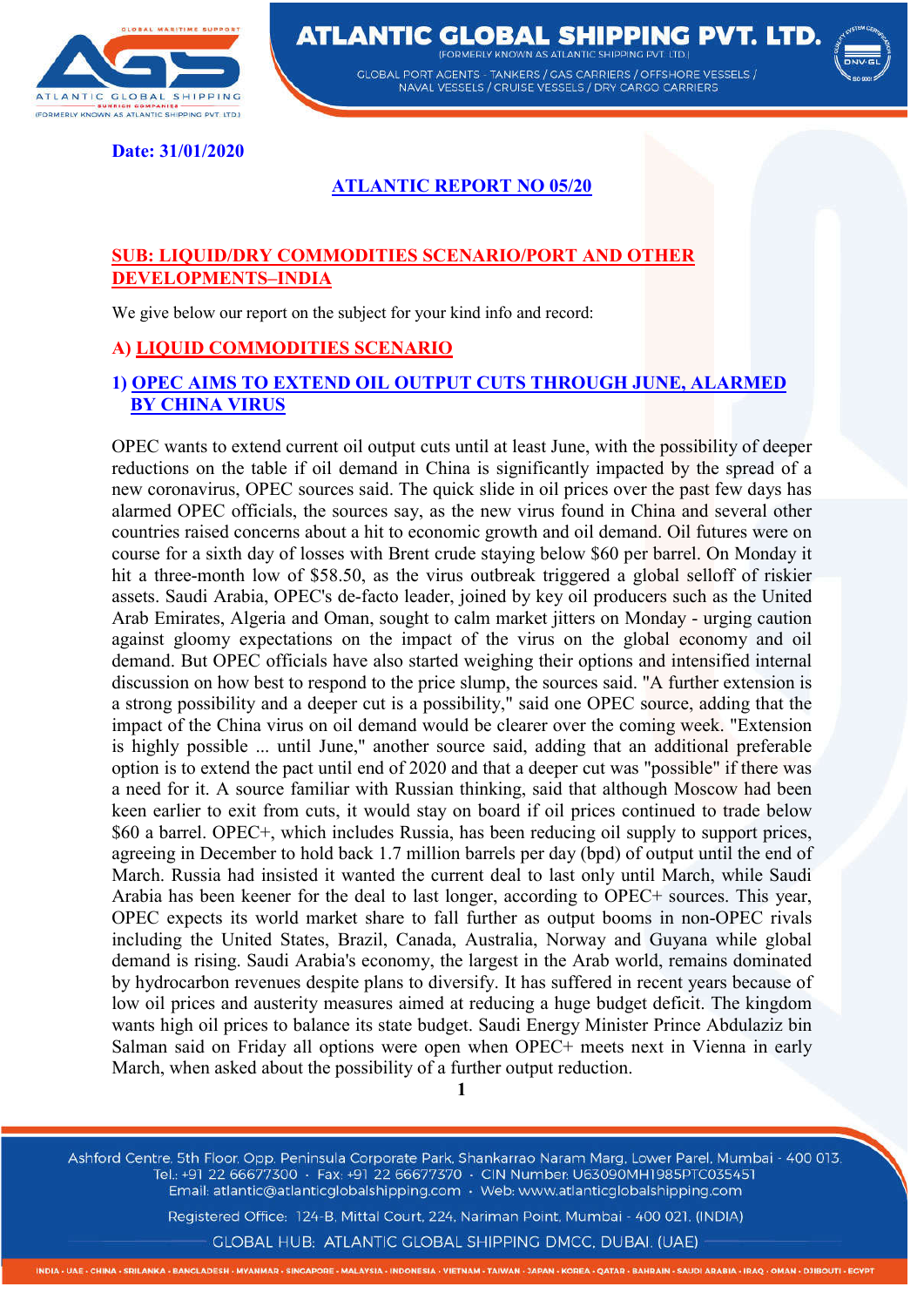**Date: 31/01/2020**

**ATLANTIC REPORT NO 05/20**

**SUB: LIQUID/DRY COMMODITIES SCENARIO/PORT AND OTHER DEVELOPMENTS–INDIA**

We give below our report on the subject for your kind info and record:

## A) LIQUID COMMODITIES SCENARIO

### 1) OPEC AIMS TO EXTEND OIL OUTPUT CUTS THROUGH JUNE, ALARMED BY CHINA VIRUS

OPEC wants to extend current oil output cuts until at least June, with the possibility of deeper reductions on the table if oil demand in China is significantly impacted by the spread of a new coronavirus, OPEC sources said. The quick slide in oil prices over the past few days has alarmed OPEC officials, the sources say, as the new virus found in China and several other countries raised concerns about a hit to economic growth and oil demand. Oil futures were on course for a sixth day of losses with Brent crude staying below $60 per barrel. On Monday it hit a three-month low of $58.50, as the virus outbreak triggered a global selloff of riskier assets. Saudi Arabia, OPEC's de-facto leader, joined by key oil producers such as the United Arab Emirates, Algeria and Oman, sought to calm market jitters on Monday - urging caution against gloomy expectations on the impact of the virus on the global economy and oil demand. But OPEC officials have also started weighing their options and intensified internal discussion on how best to respond to the price slump, the sources said. "A further extension is a strong possibility and a deeper cut is a possibility," said one OPEC source, adding that the impact of the China virus on oil demand would be clearer over the coming week. "Extension is highly possible ... until June," another source said, adding that an additional preferable option is to extend the pact until end of 2020 and that a deeper cut was "possible" if there was a need for it. A source familiar with Russian thinking, said that although Moscow had been keen earlier to exit from cuts, it would stay on board if oil prices continued to trade below $60 a barrel. OPEC+, which includes Russia, has been reducing oil supply to support prices, agreeing in December to hold back 1.7 million barrels per day (bpd) of output until the end of March. Russia had insisted it wanted the current deal to last only until March, while Saudi Arabia has been keener for the deal to last longer, according to OPEC+ sources. This year, OPEC expects its world market share to fall further as output booms in non-OPEC rivals including the United States, Brazil, Canada, Australia, Norway and Guyana while global demand is rising. Saudi Arabia's economy, the largest in the Arab world, remains dominated by hydrocarbon revenues despite plans to diversify. It has suffered in recent years because of low oil prices and austerity measures aimed at reducing a huge budget deficit. The kingdom wants high oil prices to balance its state budget. Saudi Energy Minister Prince Abdulaziz bin Salman said on Friday all options were open when OPEC+ meets next in Vienna in early March, when asked about the possibility of a further output reduction.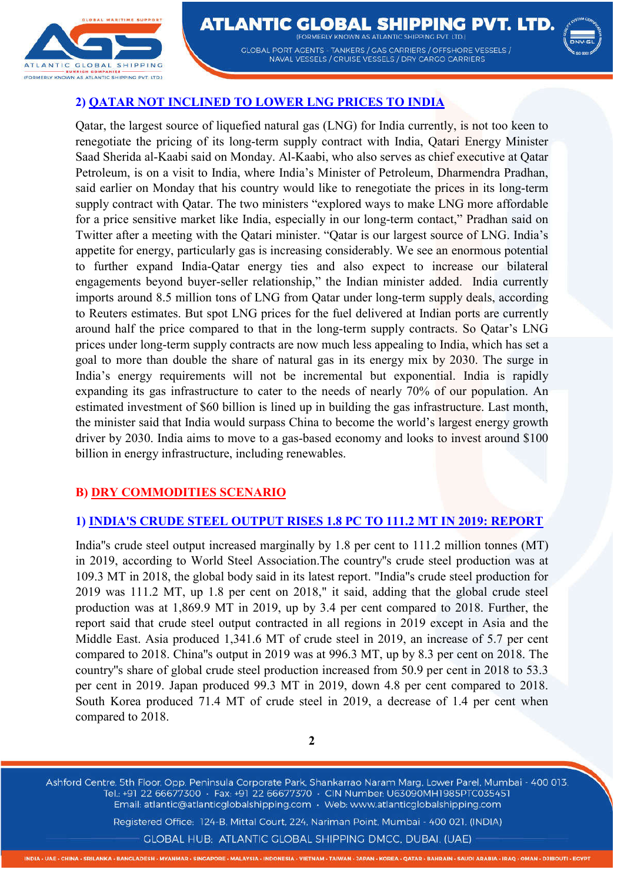## 2) QATAR NOT INCLINED TO LOWER LNG PRICES TO INDIA

Qatar, the largest source of liquefied natural gas (LNG) for India currently, is not too keen to renegotiate the pricing of its long-term supply contract with India, Qatari Energy Minister Saad Sherida al-Kaabi said on Monday. Al-Kaabi, who also serves as chief executive at Qatar Petroleum, is on a visit to India, where India's Minister of Petroleum, Dharmendra Pradhan, said earlier on Monday that his country would like to renegotiate the prices in its long-term supply contract with Qatar. The two ministers "explored ways to make LNG more affordable for a price sensitive market like India, especially in our long-term contact," Pradhan said on Twitter after a meeting with the Qatari minister. "Qatar is our largest source of LNG. India's appetite for energy, particularly gas is increasing considerably. We see an enormous potential to further expand India-Qatar energy ties and also expect to increase our bilateral engagements beyond buyer-seller relationship," the Indian minister added. India currently imports around 8.5 million tons of LNG from Qatar under long-term supply deals, according to Reuters estimates. But spot LNG prices for the fuel delivered at Indian ports are currently around half the price compared to that in the long-term supply contracts. So Qatar's LNG prices under long-term supply contracts are now much less appealing to India, which has set a goal to more than double the share of natural gas in its energy mix by 2030. The surge in India's energy requirements will not be incremental but exponential. India is rapidly expanding its gas infrastructure to cater to the needs of nearly 70% of our population. An estimated investment of $60 billion is lined up in building the gas infrastructure. Last month, the minister said that India would surpass China to become the world's largest energy growth driver by 2030. India aims to move to a gas-based economy and looks to invest around $100 billion in energy infrastructure, including renewables.

# B) DRY COMMODITIES SCENARIO

## 1) INDIA'S CRUDE STEEL OUTPUT RISES 1.8 PC TO 111.2 MT IN 2019: REPORT

India"s crude steel output increased marginally by 1.8 per cent to 111.2 million tonnes (MT) in 2019, according to World Steel Association.The country"s crude steel production was at 109.3 MT in 2018, the global body said in its latest report. "India"s crude steel production for 2019 was 111.2 MT, up 1.8 per cent on 2018," it said, adding that the global crude steel production was at 1,869.9 MT in 2019, up by 3.4 per cent compared to 2018. Further, the report said that crude steel output contracted in all regions in 2019 except in Asia and the Middle East. Asia produced 1,341.6 MT of crude steel in 2019, an increase of 5.7 per cent compared to 2018. China"s output in 2019 was at 996.3 MT, up by 8.3 per cent on 2018. The country"s share of global crude steel production increased from 50.9 per cent in 2018 to 53.3 per cent in 2019. Japan produced 99.3 MT in 2019, down 4.8 per cent compared to 2018. South Korea produced 71.4 MT of crude steel in 2019, a decrease of 1.4 per cent when compared to 2018.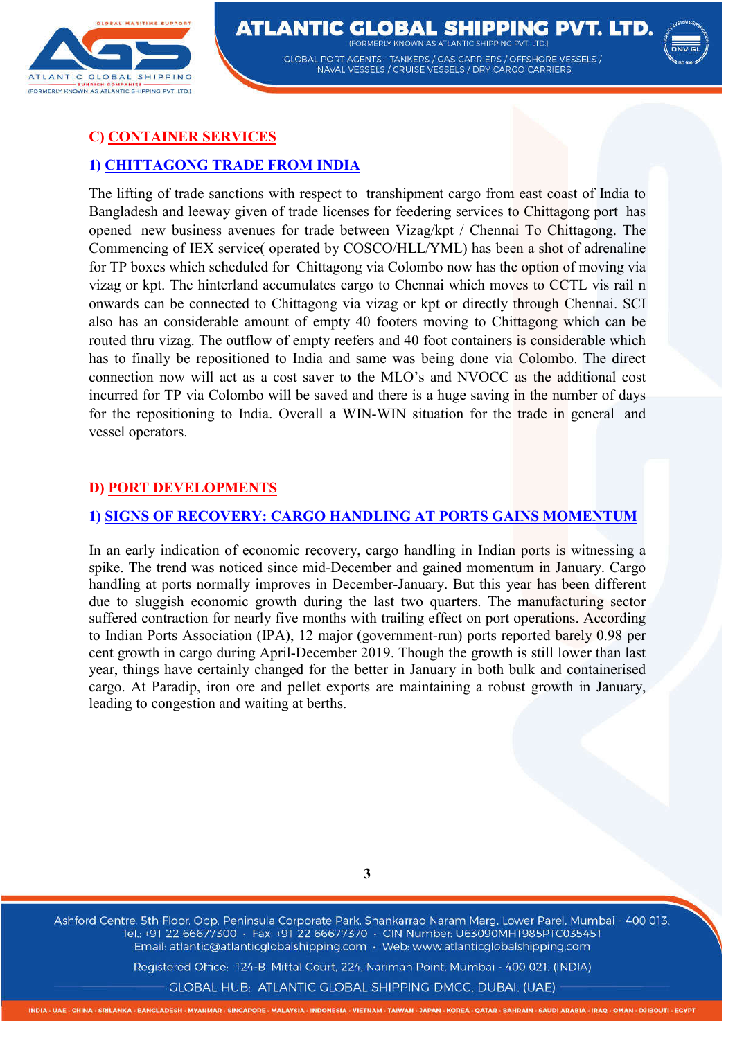## C) CONTAINER SERVICES

### 1) CHITTAGONG TRADE FROM INDIA

The lifting of trade sanctions with respect to transhipment cargo from east coast of India to Bangladesh and leeway given of trade licenses for feedering services to Chittagong port has opened new business avenues for trade between Vizag/kpt / Chennai To Chittagong. The Commencing of IEX service( operated by COSCO/HLL/YML) has been a shot of adrenaline for TP boxes which scheduled for Chittagong via Colombo now has the option of moving via vizag or kpt. The hinterland accumulates cargo to Chennai which moves to CCTL vis rail n onwards can be connected to Chittagong via vizag or kpt or directly through Chennai. SCI also has an considerable amount of empty 40 footers moving to Chittagong which can be routed thru vizag. The outflow of empty reefers and 40 foot containers is considerable which has to finally be repositioned to India and same was being done via Colombo. The direct connection now will act as a cost saver to the MLO's and NVOCC as the additional cost incurred for TP via Colombo will be saved and there is a huge saving in the number of days for the repositioning to India. Overall a WIN-WIN situation for the trade in general and vessel operators.

## D) PORT DEVELOPMENTS

### 1) SIGNS OF RECOVERY: CARGO HANDLING AT PORTS GAINS MOMENTUM

In an early indication of economic recovery, cargo handling in Indian ports is witnessing a spike. The trend was noticed since mid-December and gained momentum in January. Cargo handling at ports normally improves in December-January. But this year has been different due to sluggish economic growth during the last two quarters. The manufacturing sector suffered contraction for nearly five months with trailing effect on port operations. According to Indian Ports Association (IPA), 12 major (government-run) ports reported barely 0.98 per cent growth in cargo during April-December 2019. Though the growth is still lower than last year, things have certainly changed for the better in January in both bulk and containerised cargo. At Paradip, iron ore and pellet exports are maintaining a robust growth in January, leading to congestion and waiting at berths.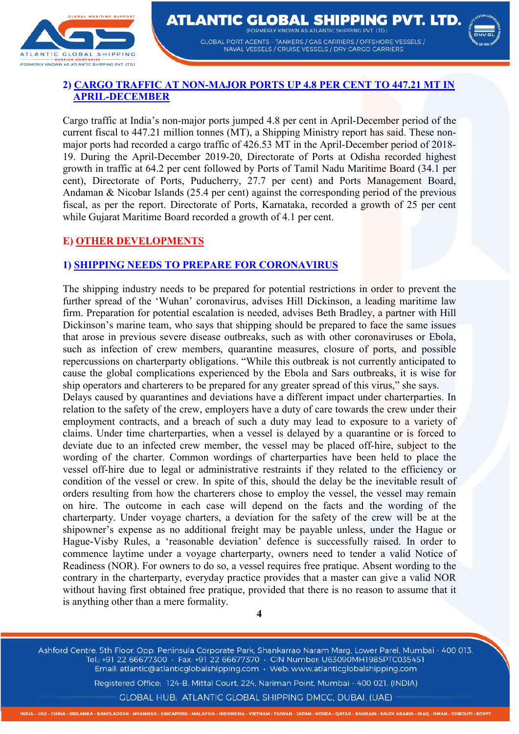## 2) CARGO TRAFFIC AT NON-MAJOR PORTS UP 4.8 PER CENT TO 447.21 MT IN APRIL-DECEMBER

Cargo traffic at India's non-major ports jumped 4.8 per cent in April-December period of the current fiscal to 447.21 million tonnes (MT), a Shipping Ministry report has said. These non-major ports had recorded a cargo traffic of 426.53 MT in the April-December period of 2018-19. During the April-December 2019-20, Directorate of Ports at Odisha recorded highest growth in traffic at 64.2 per cent followed by Ports of Tamil Nadu Maritime Board (34.1 per cent), Directorate of Ports, Puducherry, 27.7 per cent) and Ports Management Board, Andaman & Nicobar Islands (25.4 per cent) against the corresponding period of the previous fiscal, as per the report. Directorate of Ports, Karnataka, recorded a growth of 25 per cent while Gujarat Maritime Board recorded a growth of 4.1 per cent.

# E) OTHER DEVELOPMENTS

## 1) SHIPPING NEEDS TO PREPARE FOR CORONAVIRUS

The shipping industry needs to be prepared for potential restrictions in order to prevent the further spread of the 'Wuhan' coronavirus, advises Hill Dickinson, a leading maritime law firm. Preparation for potential escalation is needed, advises Beth Bradley, a partner with Hill Dickinson's marine team, who says that shipping should be prepared to face the same issues that arose in previous severe disease outbreaks, such as with other coronaviruses or Ebola, such as infection of crew members, quarantine measures, closure of ports, and possible repercussions on charterparty obligations. "While this outbreak is not currently anticipated to cause the global complications experienced by the Ebola and Sars outbreaks, it is wise for ship operators and charterers to be prepared for any greater spread of this virus," she says.

Delays caused by quarantines and deviations have a different impact under charterparties. In relation to the safety of the crew, employers have a duty of care towards the crew under their employment contracts, and a breach of such a duty may lead to exposure to a variety of claims. Under time charterparties, when a vessel is delayed by a quarantine or is forced to deviate due to an infected crew member, the vessel may be placed off-hire, subject to the wording of the charter. Common wordings of charterparties have been held to place the vessel off-hire due to legal or administrative restraints if they related to the efficiency or condition of the vessel or crew. In spite of this, should the delay be the inevitable result of orders resulting from how the charterers chose to employ the vessel, the vessel may remain on hire. The outcome in each case will depend on the facts and the wording of the charterparty. Under voyage charters, a deviation for the safety of the crew will be at the shipowner's expense as no additional freight may be payable unless, under the Hague or Hague-Visby Rules, a 'reasonable deviation' defence is successfully raised. In order to commence laytime under a voyage charterparty, owners need to tender a valid Notice of Readiness (NOR). For owners to do so, a vessel requires free pratique. Absent wording to the contrary in the charterparty, everyday practice provides that a master can give a valid NOR without having first obtained free pratique, provided that there is no reason to assume that it is anything other than a mere formality.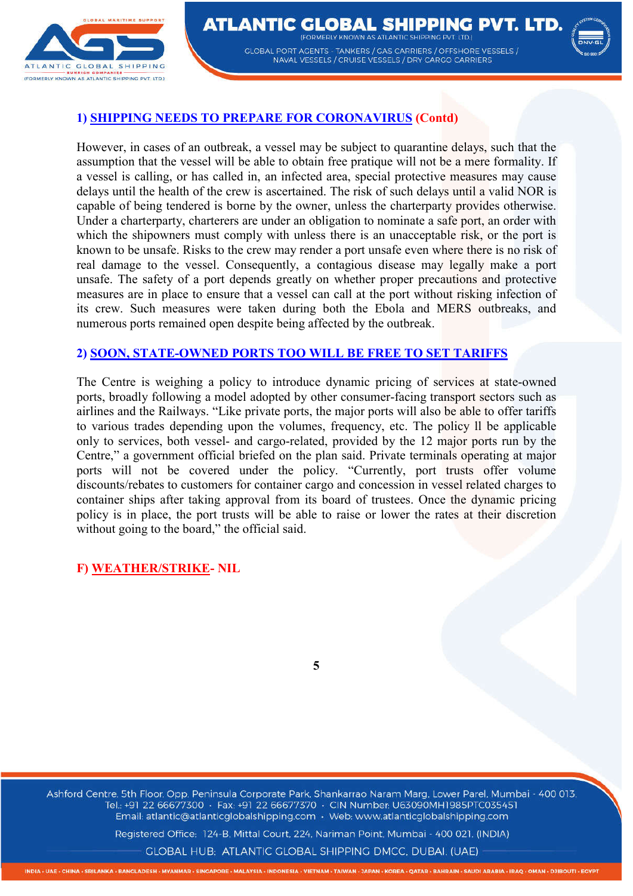### 1) SHIPPING NEEDS TO PREPARE FOR CORONAVIRUS (Contd)

However, in cases of an outbreak, a vessel may be subject to quarantine delays, such that the assumption that the vessel will be able to obtain free pratique will not be a mere formality. If a vessel is calling, or has called in, an infected area, special protective measures may cause delays until the health of the crew is ascertained. The risk of such delays until a valid NOR is capable of being tendered is borne by the owner, unless the charterparty provides otherwise. Under a charterparty, charterers are under an obligation to nominate a safe port, an order with which the shipowners must comply with unless there is an unacceptable risk, or the port is known to be unsafe. Risks to the crew may render a port unsafe even where there is no risk of real damage to the vessel. Consequently, a contagious disease may legally make a port unsafe. The safety of a port depends greatly on whether proper precautions and protective measures are in place to ensure that a vessel can call at the port without risking infection of its crew. Such measures were taken during both the Ebola and MERS outbreaks, and numerous ports remained open despite being affected by the outbreak.

### 2) SOON, STATE-OWNED PORTS TOO WILL BE FREE TO SET TARIFFS

The Centre is weighing a policy to introduce dynamic pricing of services at state-owned ports, broadly following a model adopted by other consumer-facing transport sectors such as airlines and the Railways. “Like private ports, the major ports will also be able to offer tariffs to various trades depending upon the volumes, frequency, etc. The policy ll be applicable only to services, both vessel- and cargo-related, provided by the 12 major ports run by the Centre,” a government official briefed on the plan said. Private terminals operating at major ports will not be covered under the policy. “Currently, port trusts offer volume discounts/rebates to customers for container cargo and concession in vessel related charges to container ships after taking approval from its board of trustees. Once the dynamic pricing policy is in place, the port trusts will be able to raise or lower the rates at their discretion without going to the board,” the official said.

### F) WEATHER/STRIKE- NIL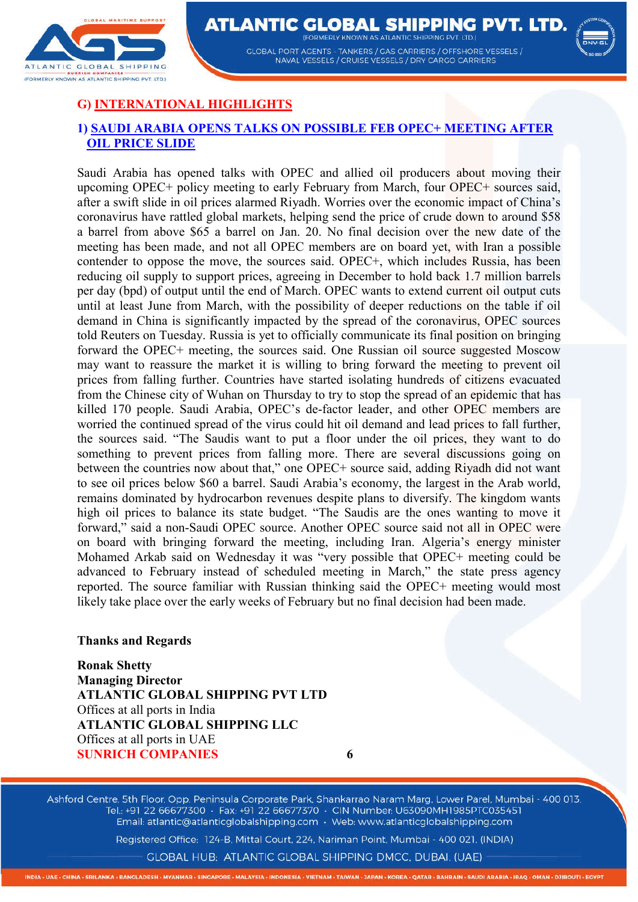## G) INTERNATIONAL HIGHLIGHTS

### 1) SAUDI ARABIA OPENS TALKS ON POSSIBLE FEB OPEC+ MEETING AFTER OIL PRICE SLIDE

Saudi Arabia has opened talks with OPEC and allied oil producers about moving their upcoming OPEC+ policy meeting to early February from March, four OPEC+ sources said, after a swift slide in oil prices alarmed Riyadh. Worries over the economic impact of China's coronavirus have rattled global markets, helping send the price of crude down to around $58 a barrel from above $65 a barrel on Jan. 20. No final decision over the new date of the meeting has been made, and not all OPEC members are on board yet, with Iran a possible contender to oppose the move, the sources said. OPEC+, which includes Russia, has been reducing oil supply to support prices, agreeing in December to hold back 1.7 million barrels per day (bpd) of output until the end of March. OPEC wants to extend current oil output cuts until at least June from March, with the possibility of deeper reductions on the table if oil demand in China is significantly impacted by the spread of the coronavirus, OPEC sources told Reuters on Tuesday. Russia is yet to officially communicate its final position on bringing forward the OPEC+ meeting, the sources said. One Russian oil source suggested Moscow may want to reassure the market it is willing to bring forward the meeting to prevent oil prices from falling further. Countries have started isolating hundreds of citizens evacuated from the Chinese city of Wuhan on Thursday to try to stop the spread of an epidemic that has killed 170 people. Saudi Arabia, OPEC's de-factor leader, and other OPEC members are worried the continued spread of the virus could hit oil demand and lead prices to fall further, the sources said. "The Saudis want to put a floor under the oil prices, they want to do something to prevent prices from falling more. There are several discussions going on between the countries now about that," one OPEC+ source said, adding Riyadh did not want to see oil prices below $60 a barrel. Saudi Arabia's economy, the largest in the Arab world, remains dominated by hydrocarbon revenues despite plans to diversify. The kingdom wants high oil prices to balance its state budget. "The Saudis are the ones wanting to move it forward," said a non-Saudi OPEC source. Another OPEC source said not all in OPEC were on board with bringing forward the meeting, including Iran. Algeria's energy minister Mohamed Arkab said on Wednesday it was "very possible that OPEC+ meeting could be advanced to February instead of scheduled meeting in March," the state press agency reported. The source familiar with Russian thinking said the OPEC+ meeting would most likely take place over the early weeks of February but no final decision had been made.

**Thanks and Regards**

**Ronak Shetty**
**Managing Director**
**ATLANTIC GLOBAL SHIPPING PVT LTD**
Offices at all ports in India
**ATLANTIC GLOBAL SHIPPING LLC**
Offices at all ports in UAE
**SUNRICH COMPANIES**